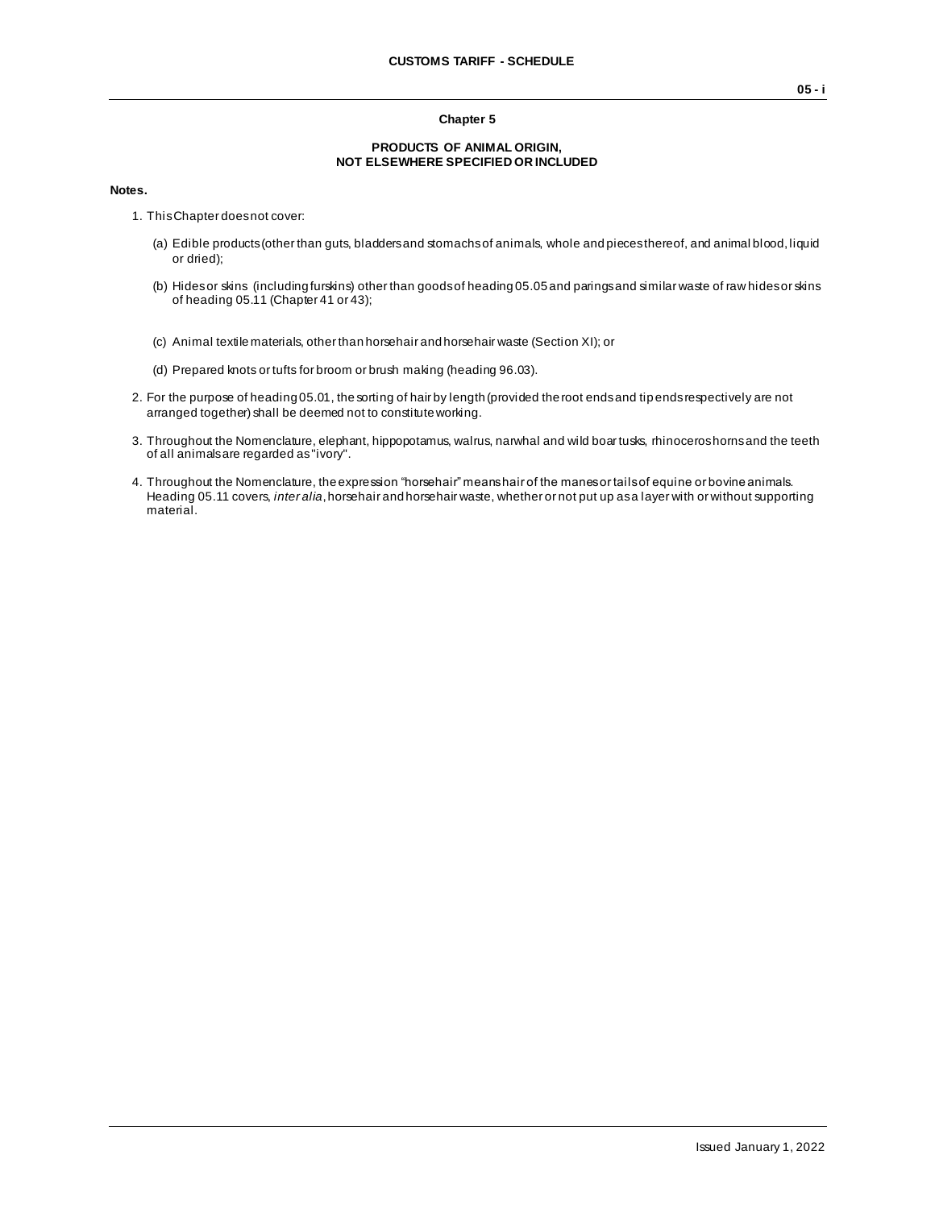## Chapter 5

### PRODUCTS OF ANIMAL ORIGIN, NOT ELSEWHERE SPECIFIED OR INCLUDED

**Notes.**

1. This Chapter does not cover:

   (a) Edible products (other than guts, bladders and stomachs of animals, whole and pieces thereof, and animal blood, liquid or dried);

   (b) Hides or skins (including furskins) other than goods of heading 05.05 and parings and similar waste of raw hides or skins of heading 05.11 (Chapter 41 or 43);

   (c) Animal textile materials, other than horsehair and horsehair waste (Section XI); or

   (d) Prepared knots or tufts for broom or brush making (heading 96.03).

2. For the purpose of heading 05.01, the sorting of hair by length (provided the root ends and tip ends respectively are not arranged together) shall be deemed not to constitute working.

3. Throughout the Nomenclature, elephant, hippopotamus, walrus, narwhal and wild boar tusks, rhinoceros horns and the teeth of all animals are regarded as "ivory".

4. Throughout the Nomenclature, the expression "horsehair" means hair of the manes or tails of equine or bovine animals. Heading 05.11 covers, *inter alia*, horsehair and horsehair waste, whether or not put up as a layer with or without supporting material.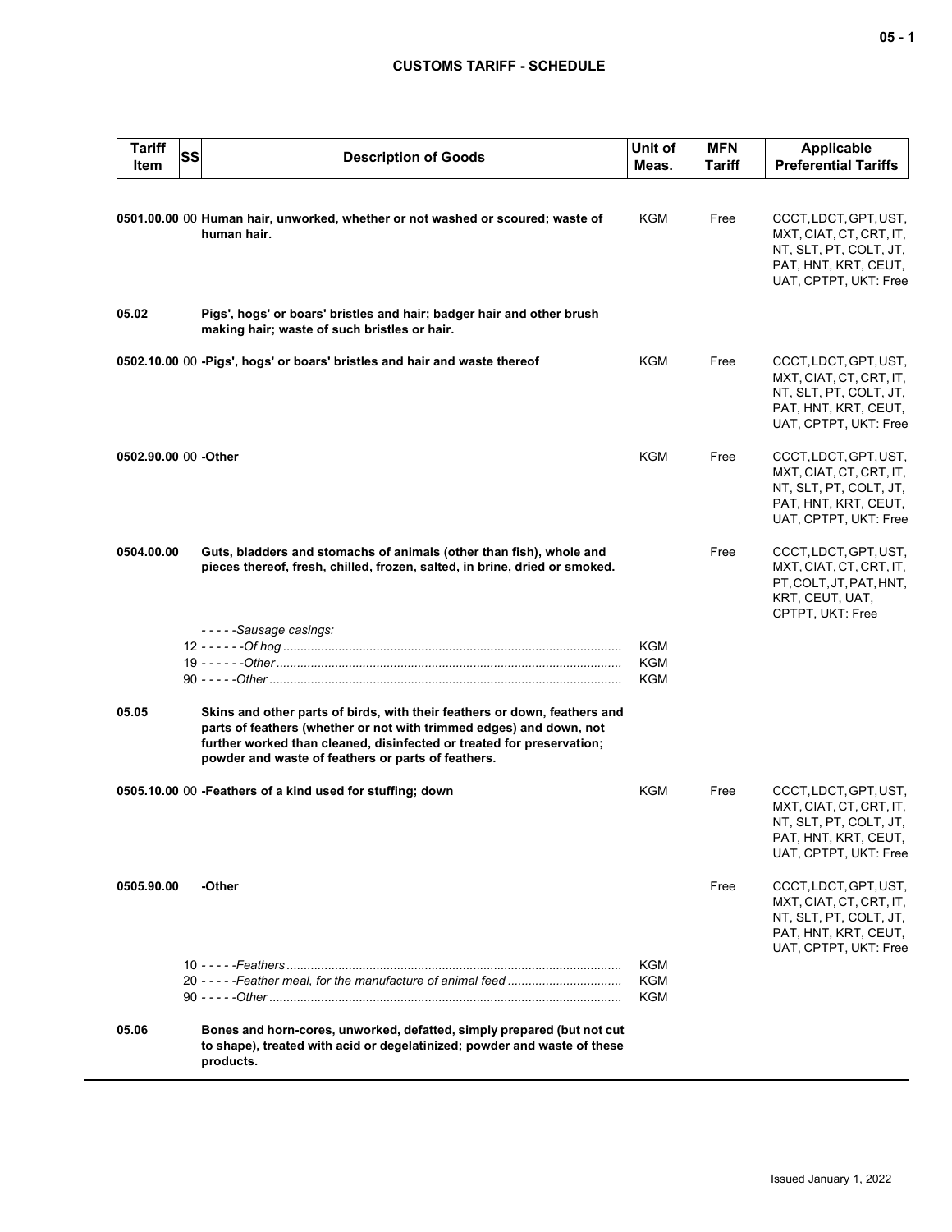# CUSTOMS TARIFF - SCHEDULE

| Tariff Item | SS | Description of Goods | Unit of Meas. | MFN Tariff | Applicable Preferential Tariffs |
|---|---|---|---|---|---|
| 0501.00.00 | 00 | **Human hair, unworked, whether or not washed or scoured; waste of human hair.** | KGM | Free | CCCT, LDCT, GPT, UST, MXT, CIAT, CT, CRT, IT, NT, SLT, PT, COLT, JT, PAT, HNT, KRT, CEUT, UAT, CPTPT, UKT: Free |
| 05.02 | | **Pigs', hogs' or boars' bristles and hair; badger hair and other brush making hair; waste of such bristles or hair.** | | | |
| 0502.10.00 | 00 | **-Pigs', hogs' or boars' bristles and hair and waste thereof** | KGM | Free | CCCT, LDCT, GPT, UST, MXT, CIAT, CT, CRT, IT, NT, SLT, PT, COLT, JT, PAT, HNT, KRT, CEUT, UAT, CPTPT, UKT: Free |
| 0502.90.00 | 00 | **-Other** | KGM | Free | CCCT, LDCT, GPT, UST, MXT, CIAT, CT, CRT, IT, NT, SLT, PT, COLT, JT, PAT, HNT, KRT, CEUT, UAT, CPTPT, UKT: Free |
| 0504.00.00 | | **Guts, bladders and stomachs of animals (other than fish), whole and pieces thereof, fresh, chilled, frozen, salted, in brine, dried or smoked.** | | Free | CCCT, LDCT, GPT, UST, MXT, CIAT, CT, CRT, IT, PT, COLT, JT, PAT, HNT, KRT, CEUT, UAT, CPTPT, UKT: Free |
| | | *- - - - -Sausage casings:* | | | |
| | 12 | *- - - - - -Of hog* | KGM | | |
| | 19 | *- - - - - -Other* | KGM | | |
| | 90 | *- - - - -Other* | KGM | | |
| 05.05 | | **Skins and other parts of birds, with their feathers or down, feathers and parts of feathers (whether or not with trimmed edges) and down, not further worked than cleaned, disinfected or treated for preservation; powder and waste of feathers or parts of feathers.** | | | |
| 0505.10.00 | 00 | **-Feathers of a kind used for stuffing; down** | KGM | Free | CCCT, LDCT, GPT, UST, MXT, CIAT, CT, CRT, IT, NT, SLT, PT, COLT, JT, PAT, HNT, KRT, CEUT, UAT, CPTPT, UKT: Free |
| 0505.90.00 | | **-Other** | | Free | CCCT, LDCT, GPT, UST, MXT, CIAT, CT, CRT, IT, NT, SLT, PT, COLT, JT, PAT, HNT, KRT, CEUT, UAT, CPTPT, UKT: Free |
| | 10 | *- - - - -Feathers* | KGM | | |
| | 20 | *- - - - -Feather meal, for the manufacture of animal feed* | KGM | | |
| | 90 | *- - - - -Other* | KGM | | |
| 05.06 | | **Bones and horn-cores, unworked, defatted, simply prepared (but not cut to shape), treated with acid or degelatinized; powder and waste of these products.** | | | |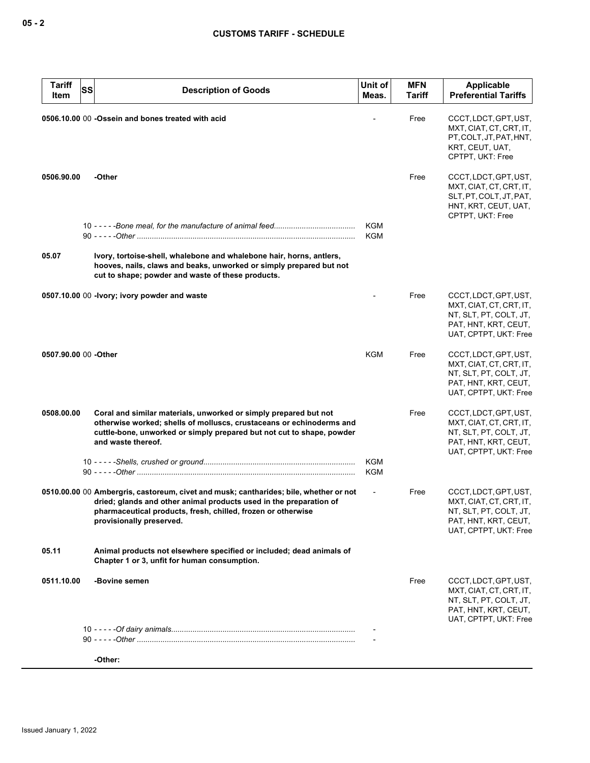## CUSTOMS TARIFF - SCHEDULE

| Tariff Item | SS | Description of Goods | Unit of Meas. | MFN Tariff | Applicable Preferential Tariffs |
|---|---|---|---|---|---|
| 0506.10.00 | 00 | **-Ossein and bones treated with acid** | - | Free | CCCT, LDCT, GPT, UST, MXT, CIAT, CT, CRT, IT, PT, COLT, JT, PAT, HNT, KRT, CEUT, UAT, CPTPT, UKT: Free |
| 0506.90.00 | | **-Other** | | Free | CCCT, LDCT, GPT, UST, MXT, CIAT, CT, CRT, IT, SLT, PT, COLT, JT, PAT, HNT, KRT, CEUT, UAT, CPTPT, UKT: Free |
| | 10 | - - - - -*Bone meal, for the manufacture of animal feed* | KGM | | |
| | 90 | - - - - -*Other* | KGM | | |
| 05.07 | | **Ivory, tortoise-shell, whalebone and whalebone hair, horns, antlers, hooves, nails, claws and beaks, unworked or simply prepared but not cut to shape; powder and waste of these products.** | | | |
| 0507.10.00 | 00 | **-Ivory; ivory powder and waste** | - | Free | CCCT, LDCT, GPT, UST, MXT, CIAT, CT, CRT, IT, NT, SLT, PT, COLT, JT, PAT, HNT, KRT, CEUT, UAT, CPTPT, UKT: Free |
| 0507.90.00 | 00 | **-Other** | KGM | Free | CCCT, LDCT, GPT, UST, MXT, CIAT, CT, CRT, IT, NT, SLT, PT, COLT, JT, PAT, HNT, KRT, CEUT, UAT, CPTPT, UKT: Free |
| 0508.00.00 | | **Coral and similar materials, unworked or simply prepared but not otherwise worked; shells of molluscs, crustaceans or echinoderms and cuttle-bone, unworked or simply prepared but not cut to shape, powder and waste thereof.** | | Free | CCCT, LDCT, GPT, UST, MXT, CIAT, CT, CRT, IT, NT, SLT, PT, COLT, JT, PAT, HNT, KRT, CEUT, UAT, CPTPT, UKT: Free |
| | 10 | - - - - -*Shells, crushed or ground* | KGM | | |
| | 90 | - - - - -*Other* | KGM | | |
| 0510.00.00 | 00 | **Ambergris, castoreum, civet and musk; cantharides; bile, whether or not dried; glands and other animal products used in the preparation of pharmaceutical products, fresh, chilled, frozen or otherwise provisionally preserved.** | - | Free | CCCT, LDCT, GPT, UST, MXT, CIAT, CT, CRT, IT, NT, SLT, PT, COLT, JT, PAT, HNT, KRT, CEUT, UAT, CPTPT, UKT: Free |
| 05.11 | | **Animal products not elsewhere specified or included; dead animals of Chapter 1 or 3, unfit for human consumption.** | | | |
| 0511.10.00 | | **-Bovine semen** | | Free | CCCT, LDCT, GPT, UST, MXT, CIAT, CT, CRT, IT, NT, SLT, PT, COLT, JT, PAT, HNT, KRT, CEUT, UAT, CPTPT, UKT: Free |
| | 10 | - - - - -*Of dairy animals* | - | | |
| | 90 | - - - - -*Other* | - | | |
| | | **-Other:** | | | |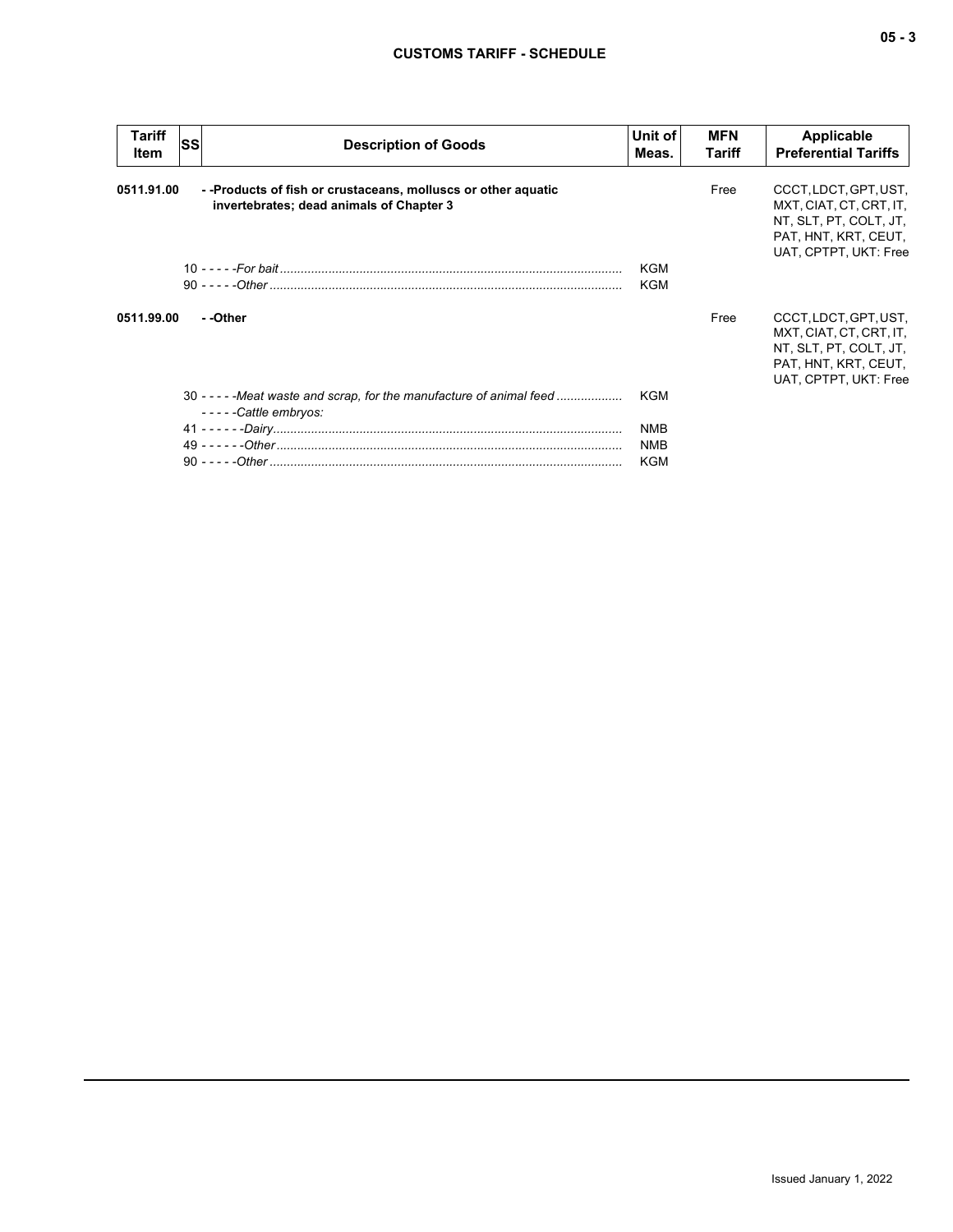| Tariff Item | SS | Description of Goods | Unit of Meas. | MFN Tariff | Applicable Preferential Tariffs |
|---|---|---|---|---|---|
| 0511.91.00 | | - -Products of fish or crustaceans, molluscs or other aquatic invertebrates; dead animals of Chapter 3 | | Free | CCCT, LDCT, GPT, UST, MXT, CIAT, CT, CRT, IT, NT, SLT, PT, COLT, JT, PAT, HNT, KRT, CEUT, UAT, CPTPT, UKT: Free |
| | | 10 - - - - -*For bait* | KGM | | |
| | | 90 - - - - -*Other* | KGM | | |
| 0511.99.00 | | - -Other | | Free | CCCT, LDCT, GPT, UST, MXT, CIAT, CT, CRT, IT, NT, SLT, PT, COLT, JT, PAT, HNT, KRT, CEUT, UAT, CPTPT, UKT: Free |
| | | 30 - - - - -*Meat waste and scrap, for the manufacture of animal feed* | KGM | | |
| | | - - - - -*Cattle embryos:* | | | |
| | | 41 - - - - - -*Dairy* | NMB | | |
| | | 49 - - - - - -*Other* | NMB | | |
| | | 90 - - - - -*Other* | KGM | | |

Issued January 1, 2022